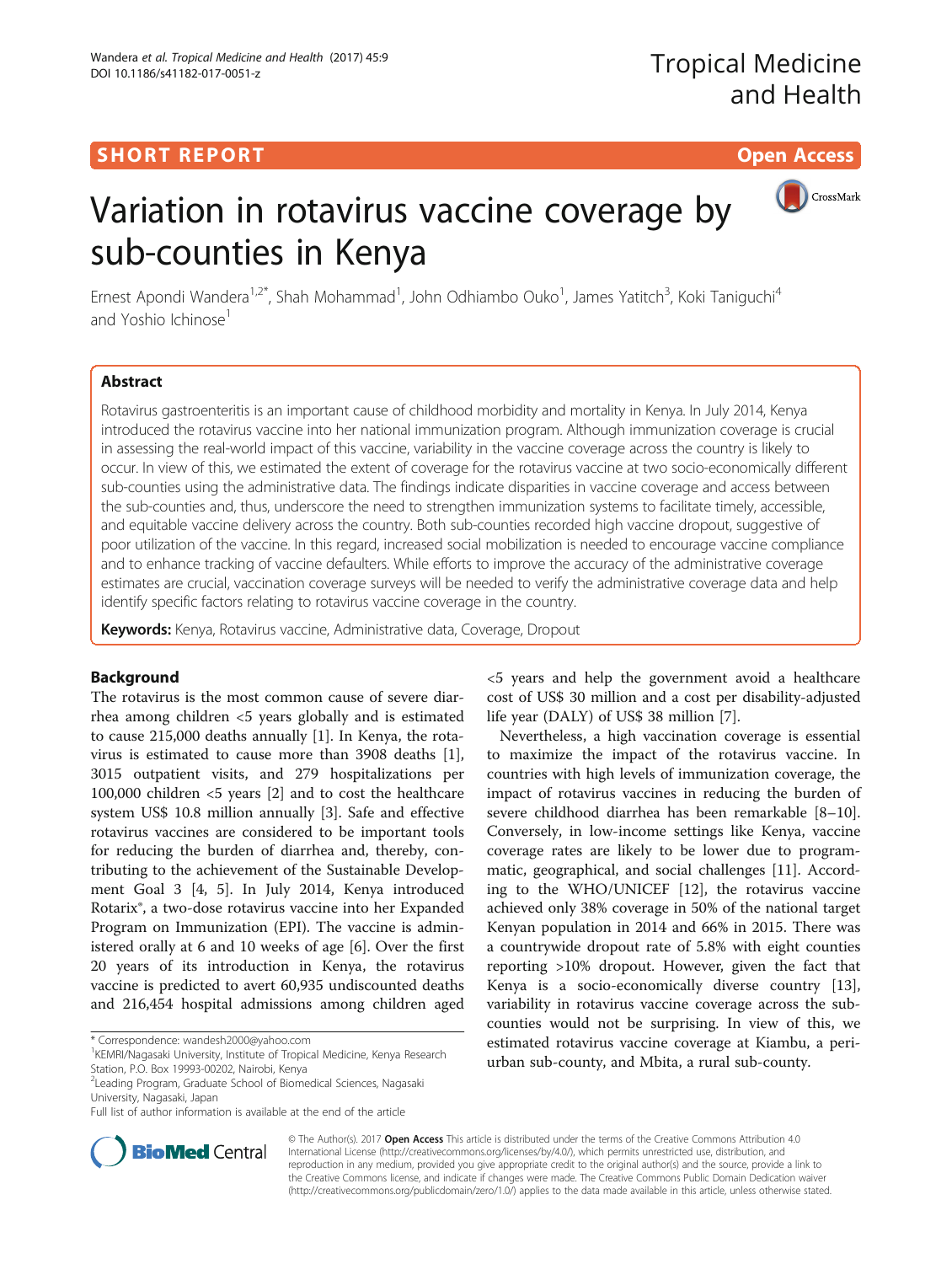SHORT REPORT

Open Access

# Variation in rotavirus vaccine coverage by sub-counties in Kenya

Ernest Apondi Wandera[1,2*], Shah Mohammad[1], John Odhiambo Ouko[1], James Yatitch[3], Koki Taniguchi[4] and Yoshio Ichinose[1]

## Abstract

Rotavirus gastroenteritis is an important cause of childhood morbidity and mortality in Kenya. In July 2014, Kenya introduced the rotavirus vaccine into her national immunization program. Although immunization coverage is crucial in assessing the real-world impact of this vaccine, variability in the vaccine coverage across the country is likely to occur. In view of this, we estimated the extent of coverage for the rotavirus vaccine at two socio-economically different sub-counties using the administrative data. The findings indicate disparities in vaccine coverage and access between the sub-counties and, thus, underscore the need to strengthen immunization systems to facilitate timely, accessible, and equitable vaccine delivery across the country. Both sub-counties recorded high vaccine dropout, suggestive of poor utilization of the vaccine. In this regard, increased social mobilization is needed to encourage vaccine compliance and to enhance tracking of vaccine defaulters. While efforts to improve the accuracy of the administrative coverage estimates are crucial, vaccination coverage surveys will be needed to verify the administrative coverage data and help identify specific factors relating to rotavirus vaccine coverage in the country.

**Keywords:** Kenya, Rotavirus vaccine, Administrative data, Coverage, Dropout

## Background

The rotavirus is the most common cause of severe diarrhea among children <5 years globally and is estimated to cause 215,000 deaths annually [1]. In Kenya, the rotavirus is estimated to cause more than 3908 deaths [1], 3015 outpatient visits, and 279 hospitalizations per 100,000 children <5 years [2] and to cost the healthcare system US$ 10.8 million annually [3]. Safe and effective rotavirus vaccines are considered to be important tools for reducing the burden of diarrhea and, thereby, contributing to the achievement of the Sustainable Development Goal 3 [4, 5]. In July 2014, Kenya introduced Rotarix®, a two-dose rotavirus vaccine into her Expanded Program on Immunization (EPI). The vaccine is administered orally at 6 and 10 weeks of age [6]. Over the first 20 years of its introduction in Kenya, the rotavirus vaccine is predicted to avert 60,935 undiscounted deaths and 216,454 hospital admissions among children aged <5 years and help the government avoid a healthcare cost of US$ 30 million and a cost per disability-adjusted life year (DALY) of US$ 38 million [7].

Nevertheless, a high vaccination coverage is essential to maximize the impact of the rotavirus vaccine. In countries with high levels of immunization coverage, the impact of rotavirus vaccines in reducing the burden of severe childhood diarrhea has been remarkable [8–10]. Conversely, in low-income settings like Kenya, vaccine coverage rates are likely to be lower due to programmatic, geographical, and social challenges [11]. According to the WHO/UNICEF [12], the rotavirus vaccine achieved only 38% coverage in 50% of the national target Kenyan population in 2014 and 66% in 2015. There was a countrywide dropout rate of 5.8% with eight counties reporting >10% dropout. However, given the fact that Kenya is a socio-economically diverse country [13], variability in rotavirus vaccine coverage across the sub-counties would not be surprising. In view of this, we estimated rotavirus vaccine coverage at Kiambu, a peri-urban sub-county, and Mbita, a rural sub-county.

* Correspondence: wandesh2000@yahoo.com
[1]KEMRI/Nagasaki University, Institute of Tropical Medicine, Kenya Research Station, P.O. Box 19993-00202, Nairobi, Kenya
[2]Leading Program, Graduate School of Biomedical Sciences, Nagasaki University, Nagasaki, Japan
Full list of author information is available at the end of the article

© The Author(s). 2017 **Open Access** This article is distributed under the terms of the Creative Commons Attribution 4.0 International License (http://creativecommons.org/licenses/by/4.0/), which permits unrestricted use, distribution, and reproduction in any medium, provided you give appropriate credit to the original author(s) and the source, provide a link to the Creative Commons license, and indicate if changes were made. The Creative Commons Public Domain Dedication waiver (http://creativecommons.org/publicdomain/zero/1.0/) applies to the data made available in this article, unless otherwise stated.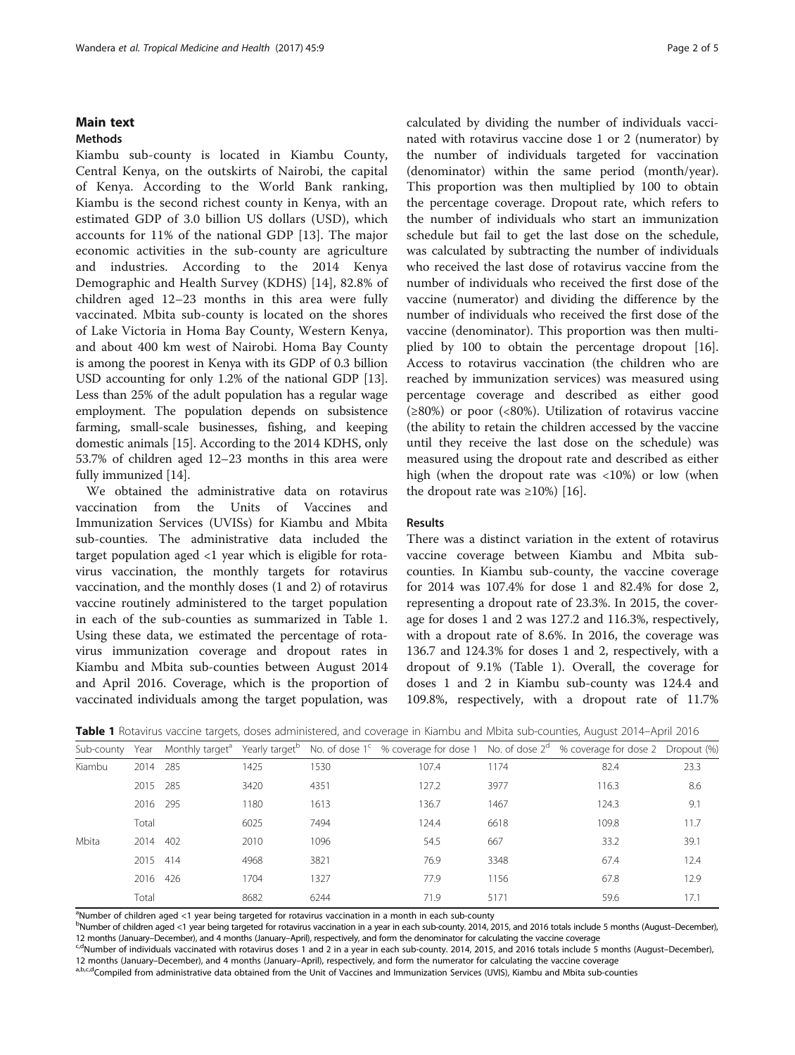## Main text

### Methods

Kiambu sub-county is located in Kiambu County, Central Kenya, on the outskirts of Nairobi, the capital of Kenya. According to the World Bank ranking, Kiambu is the second richest county in Kenya, with an estimated GDP of 3.0 billion US dollars (USD), which accounts for 11% of the national GDP [13]. The major economic activities in the sub-county are agriculture and industries. According to the 2014 Kenya Demographic and Health Survey (KDHS) [14], 82.8% of children aged 12–23 months in this area were fully vaccinated. Mbita sub-county is located on the shores of Lake Victoria in Homa Bay County, Western Kenya, and about 400 km west of Nairobi. Homa Bay County is among the poorest in Kenya with its GDP of 0.3 billion USD accounting for only 1.2% of the national GDP [13]. Less than 25% of the adult population has a regular wage employment. The population depends on subsistence farming, small-scale businesses, fishing, and keeping domestic animals [15]. According to the 2014 KDHS, only 53.7% of children aged 12–23 months in this area were fully immunized [14].

We obtained the administrative data on rotavirus vaccination from the Units of Vaccines and Immunization Services (UVISs) for Kiambu and Mbita sub-counties. The administrative data included the target population aged <1 year which is eligible for rotavirus vaccination, the monthly targets for rotavirus vaccination, and the monthly doses (1 and 2) of rotavirus vaccine routinely administered to the target population in each of the sub-counties as summarized in Table 1. Using these data, we estimated the percentage of rotavirus immunization coverage and dropout rates in Kiambu and Mbita sub-counties between August 2014 and April 2016. Coverage, which is the proportion of vaccinated individuals among the target population, was calculated by dividing the number of individuals vaccinated with rotavirus vaccine dose 1 or 2 (numerator) by the number of individuals targeted for vaccination (denominator) within the same period (month/year). This proportion was then multiplied by 100 to obtain the percentage coverage. Dropout rate, which refers to the number of individuals who start an immunization schedule but fail to get the last dose on the schedule, was calculated by subtracting the number of individuals who received the last dose of rotavirus vaccine from the number of individuals who received the first dose of the vaccine (numerator) and dividing the difference by the number of individuals who received the first dose of the vaccine (denominator). This proportion was then multiplied by 100 to obtain the percentage dropout [16]. Access to rotavirus vaccination (the children who are reached by immunization services) was measured using percentage coverage and described as either good (≥80%) or poor (<80%). Utilization of rotavirus vaccine (the ability to retain the children accessed by the vaccine until they receive the last dose on the schedule) was measured using the dropout rate and described as either high (when the dropout rate was <10%) or low (when the dropout rate was ≥10%) [16].

### Results

There was a distinct variation in the extent of rotavirus vaccine coverage between Kiambu and Mbita sub-counties. In Kiambu sub-county, the vaccine coverage for 2014 was 107.4% for dose 1 and 82.4% for dose 2, representing a dropout rate of 23.3%. In 2015, the coverage for doses 1 and 2 was 127.2 and 116.3%, respectively, with a dropout rate of 8.6%. In 2016, the coverage was 136.7 and 124.3% for doses 1 and 2, respectively, with a dropout of 9.1% (Table 1). Overall, the coverage for doses 1 and 2 in Kiambu sub-county was 124.4 and 109.8%, respectively, with a dropout rate of 11.7%

**Table 1** Rotavirus vaccine targets, doses administered, and coverage in Kiambu and Mbita sub-counties, August 2014–April 2016

| Sub-county | Year | Monthly target[a] | Yearly target[b] | No. of dose 1[c] | % coverage for dose 1 | No. of dose 2[d] | % coverage for dose 2 | Dropout (%) |
|---|---|---|---|---|---|---|---|---|
| Kiambu | 2014 | 285 | 1425 | 1530 | 107.4 | 1174 | 82.4 | 23.3 |
| | 2015 | 285 | 3420 | 4351 | 127.2 | 3977 | 116.3 | 8.6 |
| | 2016 | 295 | 1180 | 1613 | 136.7 | 1467 | 124.3 | 9.1 |
| | Total | | 6025 | 7494 | 124.4 | 6618 | 109.8 | 11.7 |
| Mbita | 2014 | 402 | 2010 | 1096 | 54.5 | 667 | 33.2 | 39.1 |
| | 2015 | 414 | 4968 | 3821 | 76.9 | 3348 | 67.4 | 12.4 |
| | 2016 | 426 | 1704 | 1327 | 77.9 | 1156 | 67.8 | 12.9 |
| | Total | | 8682 | 6244 | 71.9 | 5171 | 59.6 | 17.1 |

[a]Number of children aged <1 year being targeted for rotavirus vaccination in a month in each sub-county

[b]Number of children aged <1 year being targeted for rotavirus vaccination in a year in each sub-county. 2014, 2015, and 2016 totals include 5 months (August–December), 12 months (January–December), and 4 months (January–April), respectively, and form the denominator for calculating the vaccine coverage

[c,d]Number of individuals vaccinated with rotavirus doses 1 and 2 in a year in each sub-county. 2014, 2015, and 2016 totals include 5 months (August–December), 12 months (January–December), and 4 months (January–April), respectively, and form the numerator for calculating the vaccine coverage

[a,b,c,d]Compiled from administrative data obtained from the Unit of Vaccines and Immunization Services (UVIS), Kiambu and Mbita sub-counties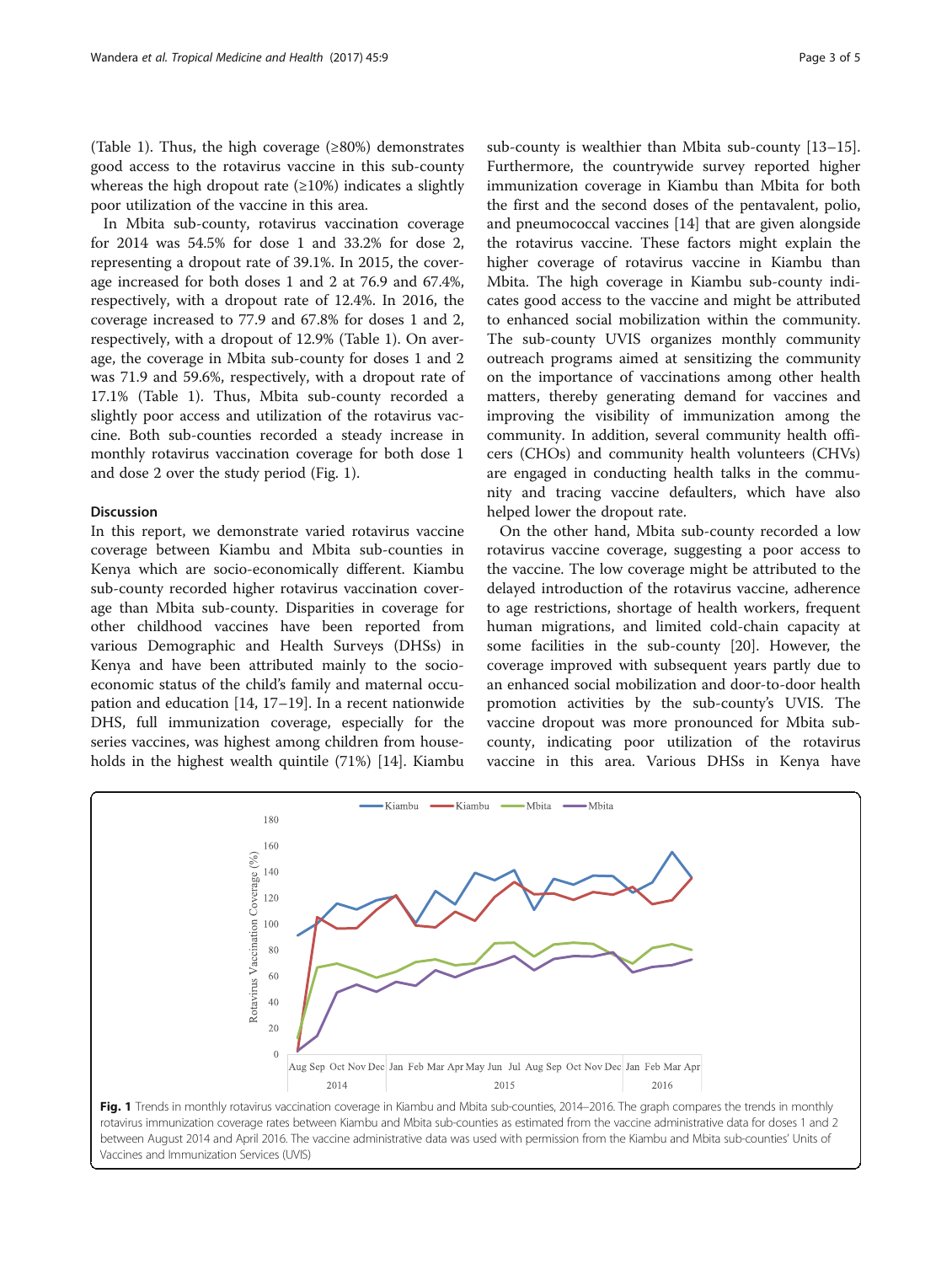(Table 1). Thus, the high coverage (≥80%) demonstrates good access to the rotavirus vaccine in this sub-county whereas the high dropout rate (≥10%) indicates a slightly poor utilization of the vaccine in this area.

In Mbita sub-county, rotavirus vaccination coverage for 2014 was 54.5% for dose 1 and 33.2% for dose 2, representing a dropout rate of 39.1%. In 2015, the coverage increased for both doses 1 and 2 at 76.9 and 67.4%, respectively, with a dropout rate of 12.4%. In 2016, the coverage increased to 77.9 and 67.8% for doses 1 and 2, respectively, with a dropout of 12.9% (Table 1). On average, the coverage in Mbita sub-county for doses 1 and 2 was 71.9 and 59.6%, respectively, with a dropout rate of 17.1% (Table 1). Thus, Mbita sub-county recorded a slightly poor access and utilization of the rotavirus vaccine. Both sub-counties recorded a steady increase in monthly rotavirus vaccination coverage for both dose 1 and dose 2 over the study period (Fig. 1).

## Discussion

In this report, we demonstrate varied rotavirus vaccine coverage between Kiambu and Mbita sub-counties in Kenya which are socio-economically different. Kiambu sub-county recorded higher rotavirus vaccination coverage than Mbita sub-county. Disparities in coverage for other childhood vaccines have been reported from various Demographic and Health Surveys (DHSs) in Kenya and have been attributed mainly to the socio-economic status of the child's family and maternal occupation and education [14, 17–19]. In a recent nationwide DHS, full immunization coverage, especially for the series vaccines, was highest among children from households in the highest wealth quintile (71%) [14]. Kiambu sub-county is wealthier than Mbita sub-county [13–15]. Furthermore, the countrywide survey reported higher immunization coverage in Kiambu than Mbita for both the first and the second doses of the pentavalent, polio, and pneumococcal vaccines [14] that are given alongside the rotavirus vaccine. These factors might explain the higher coverage of rotavirus vaccine in Kiambu than Mbita. The high coverage in Kiambu sub-county indicates good access to the vaccine and might be attributed to enhanced social mobilization within the community. The sub-county UVIS organizes monthly community outreach programs aimed at sensitizing the community on the importance of vaccinations among other health matters, thereby generating demand for vaccines and improving the visibility of immunization among the community. In addition, several community health officers (CHOs) and community health volunteers (CHVs) are engaged in conducting health talks in the community and tracing vaccine defaulters, which have also helped lower the dropout rate.

On the other hand, Mbita sub-county recorded a low rotavirus vaccine coverage, suggesting a poor access to the vaccine. The low coverage might be attributed to the delayed introduction of the rotavirus vaccine, adherence to age restrictions, shortage of health workers, frequent human migrations, and limited cold-chain capacity at some facilities in the sub-county [20]. However, the coverage improved with subsequent years partly due to an enhanced social mobilization and door-to-door health promotion activities by the sub-county's UVIS. The vaccine dropout was more pronounced for Mbita sub-county, indicating poor utilization of the rotavirus vaccine in this area. Various DHSs in Kenya have

**Fig. 1** Trends in monthly rotavirus vaccination coverage in Kiambu and Mbita sub-counties, 2014–2016. The graph compares the trends in monthly rotavirus immunization coverage rates between Kiambu and Mbita sub-counties as estimated from the vaccine administrative data for doses 1 and 2 between August 2014 and April 2016. The vaccine administrative data was used with permission from the Kiambu and Mbita sub-counties' Units of Vaccines and Immunization Services (UVIS)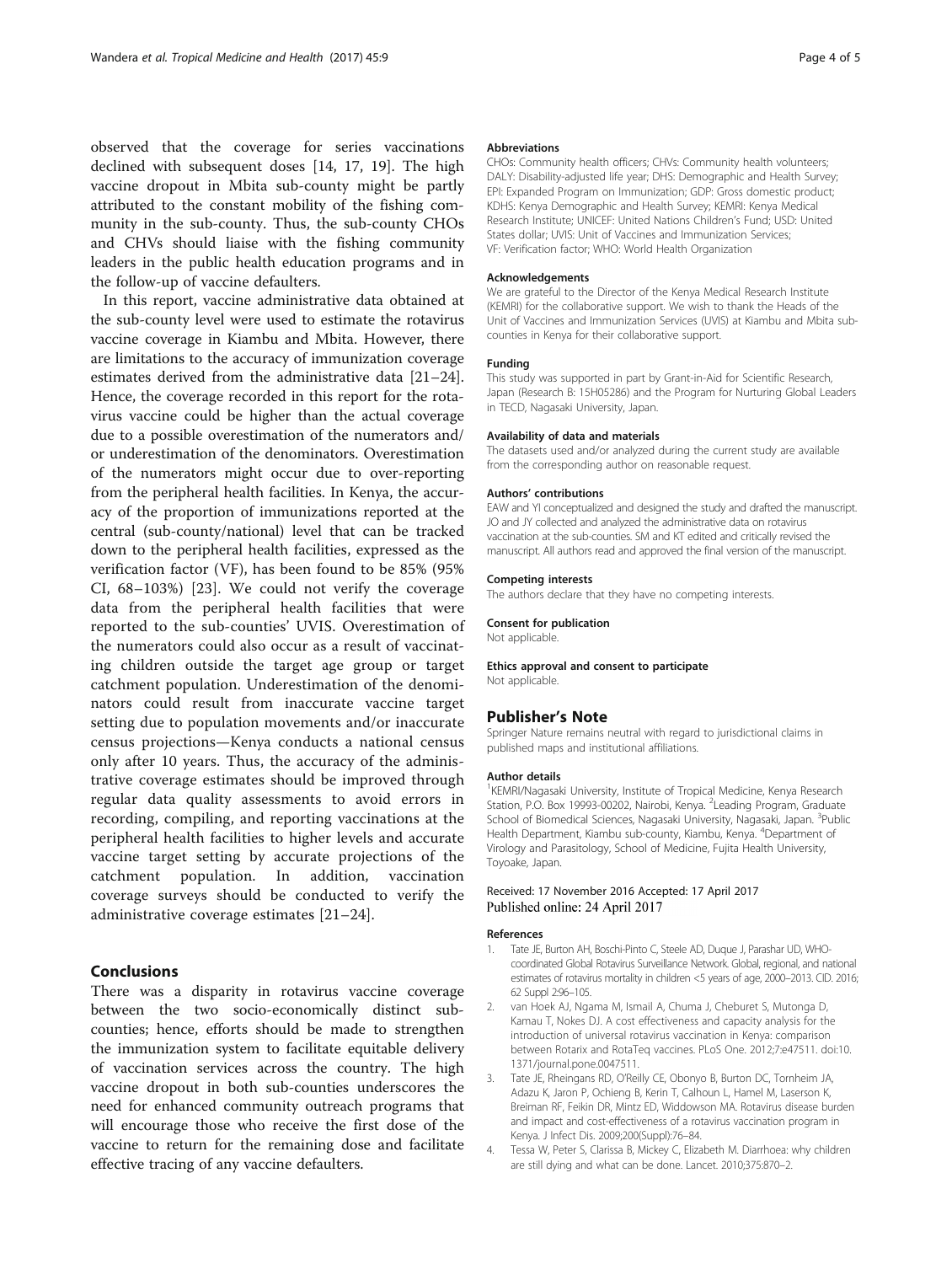observed that the coverage for series vaccinations declined with subsequent doses [14, 17, 19]. The high vaccine dropout in Mbita sub-county might be partly attributed to the constant mobility of the fishing community in the sub-county. Thus, the sub-county CHOs and CHVs should liaise with the fishing community leaders in the public health education programs and in the follow-up of vaccine defaulters.

In this report, vaccine administrative data obtained at the sub-county level were used to estimate the rotavirus vaccine coverage in Kiambu and Mbita. However, there are limitations to the accuracy of immunization coverage estimates derived from the administrative data [21–24]. Hence, the coverage recorded in this report for the rotavirus vaccine could be higher than the actual coverage due to a possible overestimation of the numerators and/or underestimation of the denominators. Overestimation of the numerators might occur due to over-reporting from the peripheral health facilities. In Kenya, the accuracy of the proportion of immunizations reported at the central (sub-county/national) level that can be tracked down to the peripheral health facilities, expressed as the verification factor (VF), has been found to be 85% (95% CI, 68–103%) [23]. We could not verify the coverage data from the peripheral health facilities that were reported to the sub-counties' UVIS. Overestimation of the numerators could also occur as a result of vaccinating children outside the target age group or target catchment population. Underestimation of the denominators could result from inaccurate vaccine target setting due to population movements and/or inaccurate census projections—Kenya conducts a national census only after 10 years. Thus, the accuracy of the administrative coverage estimates should be improved through regular data quality assessments to avoid errors in recording, compiling, and reporting vaccinations at the peripheral health facilities to higher levels and accurate vaccine target setting by accurate projections of the catchment population. In addition, vaccination coverage surveys should be conducted to verify the administrative coverage estimates [21–24].

## Conclusions

There was a disparity in rotavirus vaccine coverage between the two socio-economically distinct sub-counties; hence, efforts should be made to strengthen the immunization system to facilitate equitable delivery of vaccination services across the country. The high vaccine dropout in both sub-counties underscores the need for enhanced community outreach programs that will encourage those who receive the first dose of the vaccine to return for the remaining dose and facilitate effective tracing of any vaccine defaulters.

#### Abbreviations

CHOs: Community health officers; CHVs: Community health volunteers; DALY: Disability-adjusted life year; DHS: Demographic and Health Survey; EPI: Expanded Program on Immunization; GDP: Gross domestic product; KDHS: Kenya Demographic and Health Survey; KEMRI: Kenya Medical Research Institute; UNICEF: United Nations Children's Fund; USD: United States dollar; UVIS: Unit of Vaccines and Immunization Services; VF: Verification factor; WHO: World Health Organization

#### Acknowledgements

We are grateful to the Director of the Kenya Medical Research Institute (KEMRI) for the collaborative support. We wish to thank the Heads of the Unit of Vaccines and Immunization Services (UVIS) at Kiambu and Mbita sub-counties in Kenya for their collaborative support.

#### Funding

This study was supported in part by Grant-in-Aid for Scientific Research, Japan (Research B: 15H05286) and the Program for Nurturing Global Leaders in TECD, Nagasaki University, Japan.

#### Availability of data and materials

The datasets used and/or analyzed during the current study are available from the corresponding author on reasonable request.

#### Authors' contributions

EAW and YI conceptualized and designed the study and drafted the manuscript. JO and JY collected and analyzed the administrative data on rotavirus vaccination at the sub-counties. SM and KT edited and critically revised the manuscript. All authors read and approved the final version of the manuscript.

#### Competing interests

The authors declare that they have no competing interests.

#### Consent for publication

Not applicable.

#### Ethics approval and consent to participate

Not applicable.

## Publisher's Note

Springer Nature remains neutral with regard to jurisdictional claims in published maps and institutional affiliations.

#### Author details

[1]KEMRI/Nagasaki University, Institute of Tropical Medicine, Kenya Research Station, P.O. Box 19993-00202, Nairobi, Kenya. [2]Leading Program, Graduate School of Biomedical Sciences, Nagasaki University, Nagasaki, Japan. [3]Public Health Department, Kiambu sub-county, Kiambu, Kenya. [4]Department of Virology and Parasitology, School of Medicine, Fujita Health University, Toyoake, Japan.

Received: 17 November 2016 Accepted: 17 April 2017
Published online: 24 April 2017

#### References

1. Tate JE, Burton AH, Boschi-Pinto C, Steele AD, Duque J, Parashar UD, WHO-coordinated Global Rotavirus Surveillance Network. Global, regional, and national estimates of rotavirus mortality in children <5 years of age, 2000–2013. CID. 2016; 62 Suppl 2:96–105.
2. van Hoek AJ, Ngama M, Ismail A, Chuma J, Cheburet S, Mutonga D, Kamau T, Nokes DJ. A cost effectiveness and capacity analysis for the introduction of universal rotavirus vaccination in Kenya: comparison between Rotarix and RotaTeq vaccines. PLoS One. 2012;7:e47511. doi:10.1371/journal.pone.0047511.
3. Tate JE, Rheingans RD, O'Reilly CE, Obonyo B, Burton DC, Tornheim JA, Adazu K, Jaron P, Ochieng B, Kerin T, Calhoun L, Hamel M, Laserson K, Breiman RF, Feikin DR, Mintz ED, Widdowson MA. Rotavirus disease burden and impact and cost-effectiveness of a rotavirus vaccination program in Kenya. J Infect Dis. 2009;200(Suppl):76–84.
4. Tessa W, Peter S, Clarissa B, Mickey C, Elizabeth M. Diarrhoea: why children are still dying and what can be done. Lancet. 2010;375:870–2.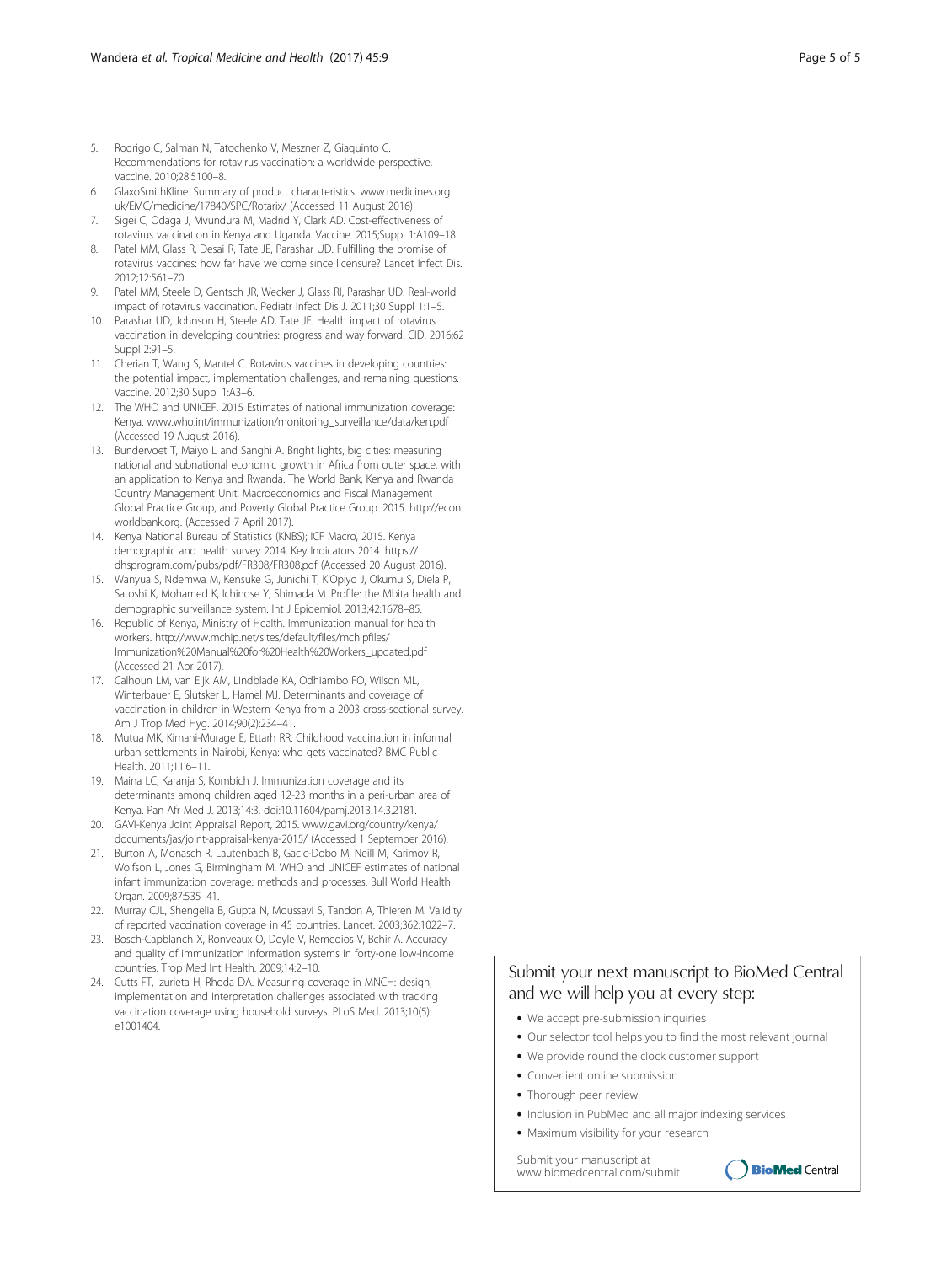5. Rodrigo C, Salman N, Tatochenko V, Meszner Z, Giaquinto C. Recommendations for rotavirus vaccination: a worldwide perspective. Vaccine. 2010;28:5100–8.
6. GlaxoSmithKline. Summary of product characteristics. www.medicines.org.uk/EMC/medicine/17840/SPC/Rotarix/ (Accessed 11 August 2016).
7. Sigei C, Odaga J, Mvundura M, Madrid Y, Clark AD. Cost-effectiveness of rotavirus vaccination in Kenya and Uganda. Vaccine. 2015;Suppl 1:A109–18.
8. Patel MM, Glass R, Desai R, Tate JE, Parashar UD. Fulfilling the promise of rotavirus vaccines: how far have we come since licensure? Lancet Infect Dis. 2012;12:561–70.
9. Patel MM, Steele D, Gentsch JR, Wecker J, Glass RI, Parashar UD. Real-world impact of rotavirus vaccination. Pediatr Infect Dis J. 2011;30 Suppl 1:1–5.
10. Parashar UD, Johnson H, Steele AD, Tate JE. Health impact of rotavirus vaccination in developing countries: progress and way forward. CID. 2016;62 Suppl 2:91–5.
11. Cherian T, Wang S, Mantel C. Rotavirus vaccines in developing countries: the potential impact, implementation challenges, and remaining questions. Vaccine. 2012;30 Suppl 1:A3–6.
12. The WHO and UNICEF. 2015 Estimates of national immunization coverage: Kenya. www.who.int/immunization/monitoring_surveillance/data/ken.pdf (Accessed 19 August 2016).
13. Bundervoet T, Maiyo L and Sanghi A. Bright lights, big cities: measuring national and subnational economic growth in Africa from outer space, with an application to Kenya and Rwanda. The World Bank, Kenya and Rwanda Country Management Unit, Macroeconomics and Fiscal Management Global Practice Group, and Poverty Global Practice Group. 2015. http://econ.worldbank.org. (Accessed 7 April 2017).
14. Kenya National Bureau of Statistics (KNBS); ICF Macro, 2015. Kenya demographic and health survey 2014. Key Indicators 2014. https://dhsprogram.com/pubs/pdf/FR308/FR308.pdf (Accessed 20 August 2016).
15. Wanyua S, Ndemwa M, Kensuke G, Junichi T, K'Opiyo J, Okumu S, Diela P, Satoshi K, Mohamed K, Ichinose Y, Shimada M. Profile: the Mbita health and demographic surveillance system. Int J Epidemiol. 2013;42:1678–85.
16. Republic of Kenya, Ministry of Health. Immunization manual for health workers. http://www.mchip.net/sites/default/files/mchipfiles/Immunization%20Manual%20for%20Health%20Workers_updated.pdf (Accessed 21 Apr 2017).
17. Calhoun LM, van Eijk AM, Lindblade KA, Odhiambo FO, Wilson ML, Winterbauer E, Slutsker L, Hamel MJ. Determinants and coverage of vaccination in children in Western Kenya from a 2003 cross-sectional survey. Am J Trop Med Hyg. 2014;90(2):234–41.
18. Mutua MK, Kimani-Murage E, Ettarh RR. Childhood vaccination in informal urban settlements in Nairobi, Kenya: who gets vaccinated? BMC Public Health. 2011;11:6–11.
19. Maina LC, Karanja S, Kombich J. Immunization coverage and its determinants among children aged 12-23 months in a peri-urban area of Kenya. Pan Afr Med J. 2013;14:3. doi:10.11604/pamj.2013.14.3.2181.
20. GAVI-Kenya Joint Appraisal Report, 2015. www.gavi.org/country/kenya/documents/jas/joint-appraisal-kenya-2015/ (Accessed 1 September 2016).
21. Burton A, Monasch R, Lautenbach B, Gacic-Dobo M, Neill M, Karimov R, Wolfson L, Jones G, Birmingham M. WHO and UNICEF estimates of national infant immunization coverage: methods and processes. Bull World Health Organ. 2009;87:535–41.
22. Murray CJL, Shengelia B, Gupta N, Moussavi S, Tandon A, Thieren M. Validity of reported vaccination coverage in 45 countries. Lancet. 2003;362:1022–7.
23. Bosch-Capblanch X, Ronveaux O, Doyle V, Remedios V, Bchir A. Accuracy and quality of immunization information systems in forty-one low-income countries. Trop Med Int Health. 2009;14:2–10.
24. Cutts FT, Izurieta H, Rhoda DA. Measuring coverage in MNCH: design, implementation and interpretation challenges associated with tracking vaccination coverage using household surveys. PLoS Med. 2013;10(5): e1001404.

Submit your next manuscript to BioMed Central and we will help you at every step:

- We accept pre-submission inquiries
- Our selector tool helps you to find the most relevant journal
- We provide round the clock customer support
- Convenient online submission
- Thorough peer review
- Inclusion in PubMed and all major indexing services
- Maximum visibility for your research

Submit your manuscript at www.biomedcentral.com/submit

BioMed Central